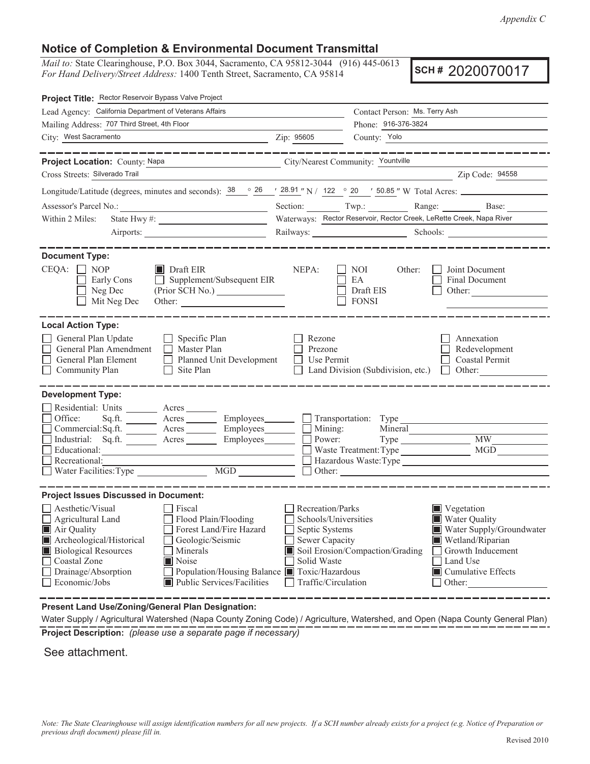*Appendix C*

## Notice of Completion & Environmental Document Transmittal

*Mail to:* State Clearinghouse, P.O. Box 3044, Sacramento, CA 95812-3044 (916) 445-0613
*For Hand Delivery/Street Address:* 1400 Tenth Street, Sacramento, CA 95814

**SCH # 2020070017**

**Project Title:** Rector Reservoir Bypass Valve Project

Lead Agency: California Department of Veterans Affairs
Contact Person: Ms. Terry Ash
Mailing Address: 707 Third Street, 4th Floor
Phone: 916-376-3824
City: West Sacramento
Zip: 95605
County: Yolo

---

**Project Location:** County: Napa
City/Nearest Community: Yountville
Cross Streets: Silverado Trail
Zip Code: 94558

Longitude/Latitude (degrees, minutes and seconds): 38 ° 26 ′ 28.91 ″ N / 122 ° 20 ′ 50.85 ″ W Total Acres:

Assessor's Parcel No.:
Section: Twp.: Range: Base:

Within 2 Miles: State Hwy #:
Waterways: Rector Reservoir, Rector Creek, LeRette Creek, Napa River
Airports:
Railways:
Schools:

---

**Document Type:**

CEQA:
- ☐ NOP
- ☐ Early Cons
- ☐ Neg Dec
- ☐ Mit Neg Dec
- ☒ Draft EIR
- ☐ Supplement/Subsequent EIR (Prior SCH No.)
- Other:

NEPA:
- ☐ NOI
- ☐ EA
- ☐ Draft EIS
- ☐ FONSI

Other:
- ☐ Joint Document
- ☐ Final Document
- ☐ Other:

---

**Local Action Type:**

- ☐ General Plan Update
- ☐ General Plan Amendment
- ☐ General Plan Element
- ☐ Community Plan
- ☐ Specific Plan
- ☐ Master Plan
- ☐ Planned Unit Development
- ☐ Site Plan
- ☐ Rezone
- ☐ Prezone
- ☐ Use Permit
- ☐ Land Division (Subdivision, etc.)
- ☐ Annexation
- ☐ Redevelopment
- ☐ Coastal Permit
- ☐ Other:

---

**Development Type:**

- ☐ Residential: Units ____ Acres ____
- ☐ Office: Sq.ft. ____ Acres ____ Employees ____
- ☐ Commercial: Sq.ft. ____ Acres ____ Employees ____
- ☐ Industrial: Sq.ft. ____ Acres ____ Employees ____
- ☐ Educational:
- ☐ Recreational:
- ☐ Water Facilities: Type ____ MGD ____
- ☐ Transportation: Type
- ☐ Mining: Mineral
- ☐ Power: Type ____ MW
- ☐ Waste Treatment: Type ____ MGD
- ☐ Hazardous Waste: Type
- ☐ Other:

---

**Project Issues Discussed in Document:**

- ☐ Aesthetic/Visual
- ☐ Agricultural Land
- ☒ Air Quality
- ☒ Archeological/Historical
- ☒ Biological Resources
- ☐ Coastal Zone
- ☐ Drainage/Absorption
- ☐ Economic/Jobs
- ☐ Fiscal
- ☐ Flood Plain/Flooding
- ☐ Forest Land/Fire Hazard
- ☐ Geologic/Seismic
- ☐ Minerals
- ☒ Noise
- ☐ Population/Housing Balance
- ☒ Public Services/Facilities
- ☐ Recreation/Parks
- ☐ Schools/Universities
- ☐ Septic Systems
- ☐ Sewer Capacity
- ☒ Soil Erosion/Compaction/Grading
- ☐ Solid Waste
- ☒ Toxic/Hazardous
- ☐ Traffic/Circulation
- ☒ Vegetation
- ☒ Water Quality
- ☒ Water Supply/Groundwater
- ☒ Wetland/Riparian
- ☐ Growth Inducement
- ☐ Land Use
- ☒ Cumulative Effects
- ☐ Other:

---

**Present Land Use/Zoning/General Plan Designation:**

Water Supply / Agricultural Watershed (Napa County Zoning Code) / Agriculture, Watershed, and Open (Napa County General Plan)

**Project Description:** *(please use a separate page if necessary)*

See attachment.

*Note: The State Clearinghouse will assign identification numbers for all new projects. If a SCH number already exists for a project (e.g. Notice of Preparation or previous draft document) please fill in.*

Revised 2010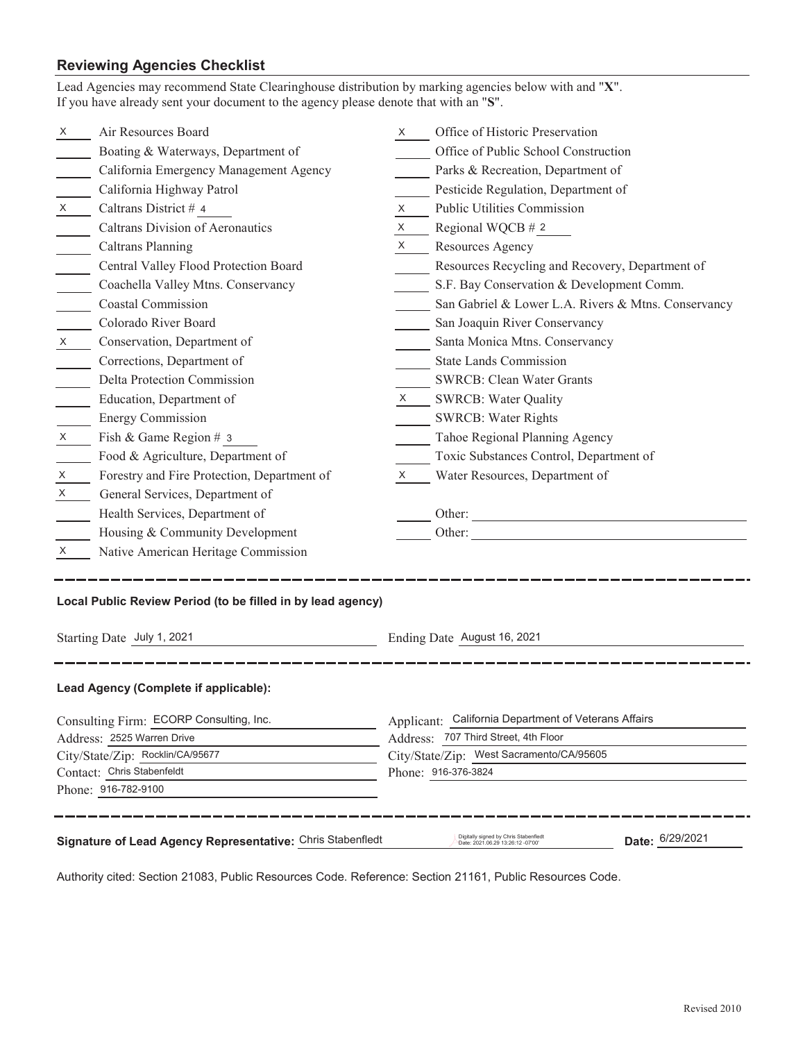## Reviewing Agencies Checklist

Lead Agencies may recommend State Clearinghouse distribution by marking agencies below with and "**X**". If you have already sent your document to the agency please denote that with an "**S**".

| | | | |
|---|---|---|---|
| X | Air Resources Board | X | Office of Historic Preservation |
| | Boating & Waterways, Department of | | Office of Public School Construction |
| | California Emergency Management Agency | | Parks & Recreation, Department of |
| | California Highway Patrol | | Pesticide Regulation, Department of |
| X | Caltrans District # 4 | X | Public Utilities Commission |
| | Caltrans Division of Aeronautics | X | Regional WQCB # 2 |
| | Caltrans Planning | X | Resources Agency |
| | Central Valley Flood Protection Board | | Resources Recycling and Recovery, Department of |
| | Coachella Valley Mtns. Conservancy | | S.F. Bay Conservation & Development Comm. |
| | Coastal Commission | | San Gabriel & Lower L.A. Rivers & Mtns. Conservancy |
| | Colorado River Board | | San Joaquin River Conservancy |
| X | Conservation, Department of | | Santa Monica Mtns. Conservancy |
| | Corrections, Department of | | State Lands Commission |
| | Delta Protection Commission | | SWRCB: Clean Water Grants |
| | Education, Department of | X | SWRCB: Water Quality |
| | Energy Commission | | SWRCB: Water Rights |
| X | Fish & Game Region # 3 | | Tahoe Regional Planning Agency |
| | Food & Agriculture, Department of | | Toxic Substances Control, Department of |
| X | Forestry and Fire Protection, Department of | X | Water Resources, Department of |
| X | General Services, Department of | | |
| | Health Services, Department of | | Other: |
| | Housing & Community Development | | Other: |
| X | Native American Heritage Commission | | |

**Local Public Review Period (to be filled in by lead agency)**

Starting Date July 1, 2021 Ending Date August 16, 2021

**Lead Agency (Complete if applicable):**

Consulting Firm: ECORP Consulting, Inc.
Address: 2525 Warren Drive
City/State/Zip: Rocklin/CA/95677
Contact: Chris Stabenfeldt
Phone: 916-782-9100

Applicant: California Department of Veterans Affairs
Address: 707 Third Street, 4th Floor
City/State/Zip: West Sacramento/CA/95605
Phone: 916-376-3824

**Signature of Lead Agency Representative:** Chris Stabenfledt Digitally signed by Chris Stabenfledt Date: 2021.06.29 13:26:12 -07'00' **Date:** 6/29/2021

Authority cited: Section 21083, Public Resources Code. Reference: Section 21161, Public Resources Code.

Revised 2010